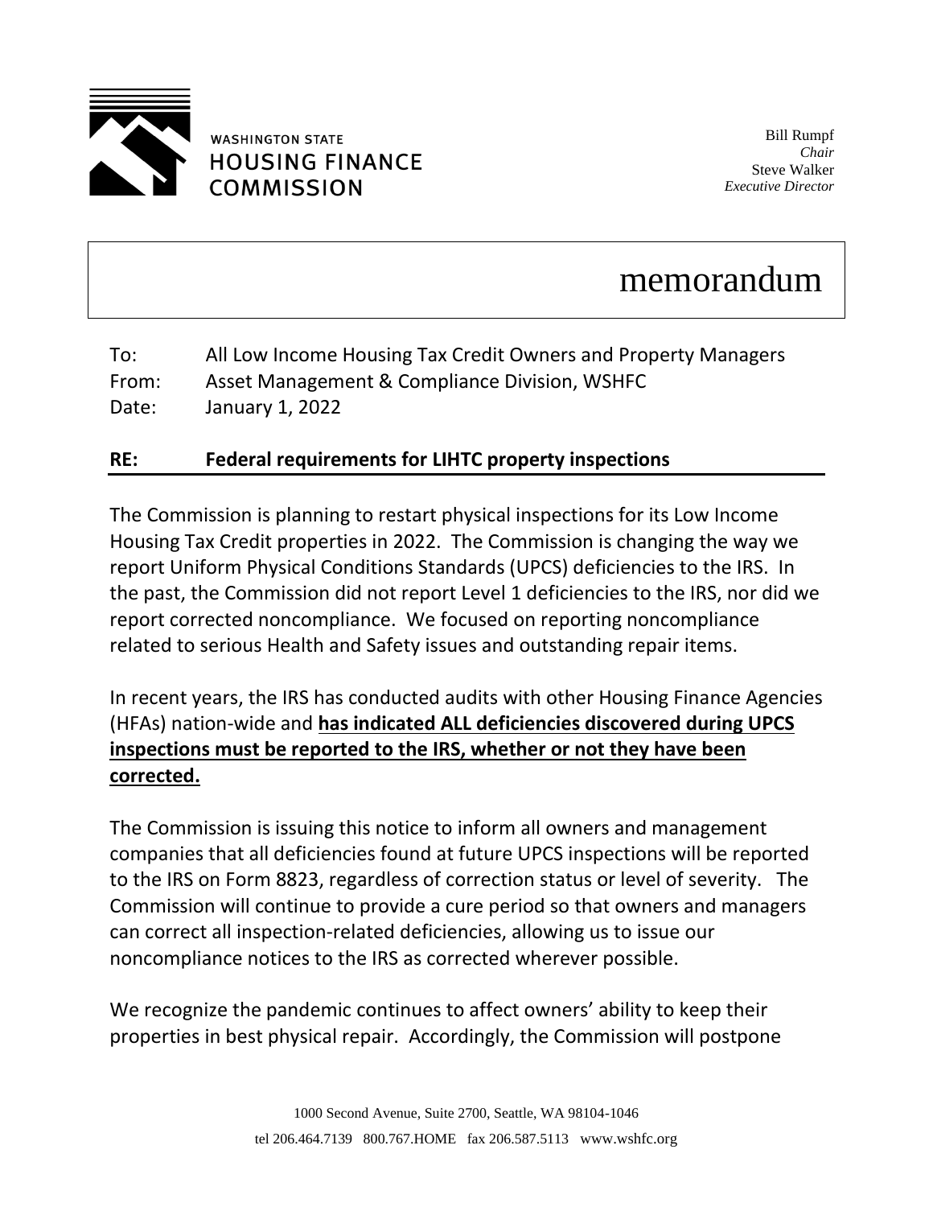WASHINGTON STATE
HOUSING FINANCE
COMMISSION

Bill Rumpf
*Chair*
Steve Walker
*Executive Director*

# memorandum

To: All Low Income Housing Tax Credit Owners and Property Managers
From: Asset Management & Compliance Division, WSHFC
Date: January 1, 2022

**RE: Federal requirements for LIHTC property inspections**

The Commission is planning to restart physical inspections for its Low Income Housing Tax Credit properties in 2022. The Commission is changing the way we report Uniform Physical Conditions Standards (UPCS) deficiencies to the IRS. In the past, the Commission did not report Level 1 deficiencies to the IRS, nor did we report corrected noncompliance. We focused on reporting noncompliance related to serious Health and Safety issues and outstanding repair items.

In recent years, the IRS has conducted audits with other Housing Finance Agencies (HFAs) nation-wide and **has indicated ALL deficiencies discovered during UPCS inspections must be reported to the IRS, whether or not they have been corrected.**

The Commission is issuing this notice to inform all owners and management companies that all deficiencies found at future UPCS inspections will be reported to the IRS on Form 8823, regardless of correction status or level of severity. The Commission will continue to provide a cure period so that owners and managers can correct all inspection-related deficiencies, allowing us to issue our noncompliance notices to the IRS as corrected wherever possible.

We recognize the pandemic continues to affect owners' ability to keep their properties in best physical repair. Accordingly, the Commission will postpone

1000 Second Avenue, Suite 2700, Seattle, WA 98104-1046
tel 206.464.7139 800.767.HOME fax 206.587.5113 www.wshfc.org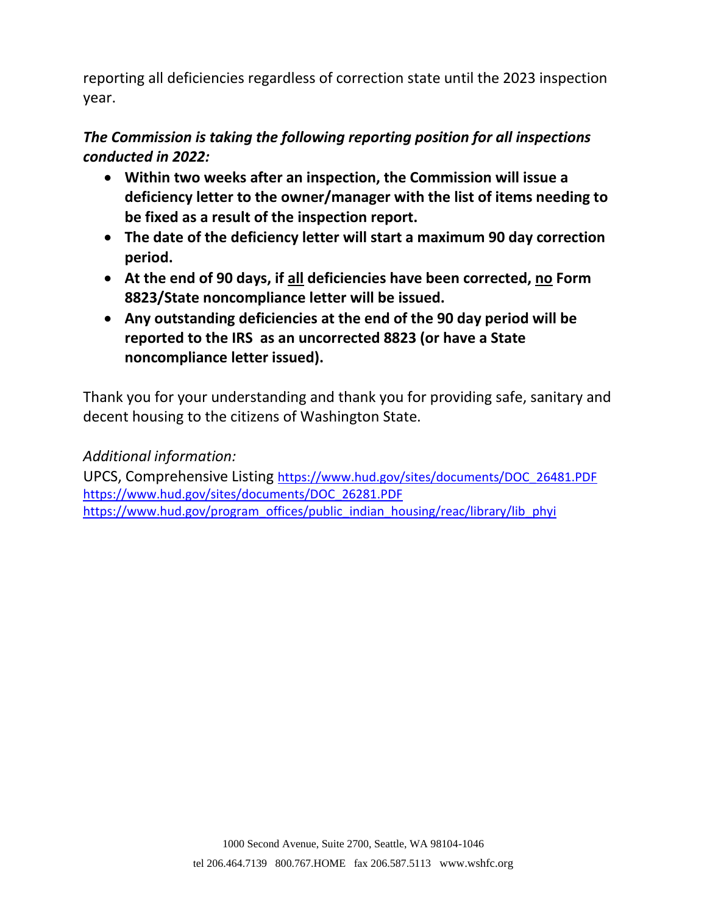reporting all deficiencies regardless of correction state until the 2023 inspection year.

***The Commission is taking the following reporting position for all inspections conducted in 2022:***

- **Within two weeks after an inspection, the Commission will issue a deficiency letter to the owner/manager with the list of items needing to be fixed as a result of the inspection report.**
- **The date of the deficiency letter will start a maximum 90 day correction period.**
- **At the end of 90 days, if <u>all</u> deficiencies have been corrected, <u>no</u> Form 8823/State noncompliance letter will be issued.**
- **Any outstanding deficiencies at the end of the 90 day period will be reported to the IRS as an uncorrected 8823 (or have a State noncompliance letter issued).**

Thank you for your understanding and thank you for providing safe, sanitary and decent housing to the citizens of Washington State.

*Additional information:*

UPCS, Comprehensive Listing https://www.hud.gov/sites/documents/DOC_26481.PDF
https://www.hud.gov/sites/documents/DOC_26281.PDF
https://www.hud.gov/program_offices/public_indian_housing/reac/library/lib_phyi

1000 Second Avenue, Suite 2700, Seattle, WA 98104-1046
tel 206.464.7139 800.767.HOME fax 206.587.5113 www.wshfc.org